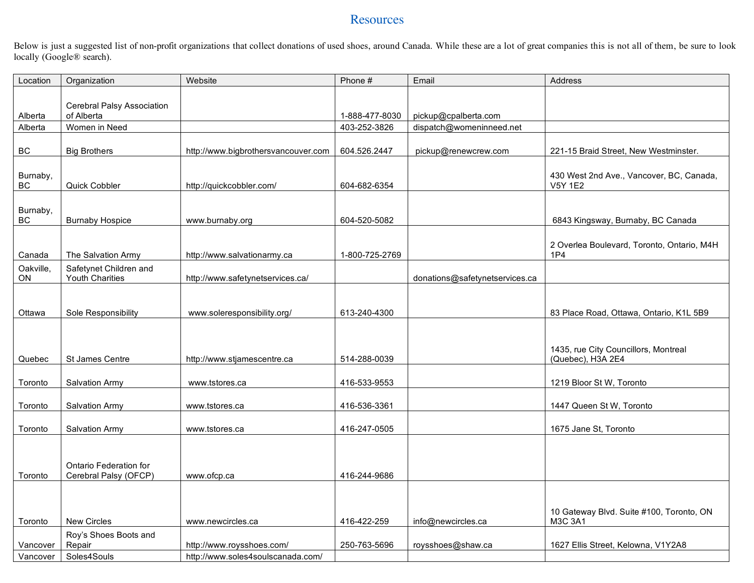# Resources

Below is just a suggested list of non-profit organizations that collect donations of used shoes, around Canada. While these are a lot of great companies this is not all of them, be sure to look locally (Google® search).

| Location | Organization | Website | Phone # | Email | Address |
|---|---|---|---|---|---|
| Alberta | Cerebral Palsy Association of Alberta | | 1-888-477-8030 | pickup@cpalberta.com | |
| Alberta | Women in Need | | 403-252-3826 | dispatch@womeninneed.net | |
| BC | Big Brothers | http://www.bigbrothersvancouver.com | 604.526.2447 | pickup@renewcrew.com | 221-15 Braid Street, New Westminster. |
| Burnaby, BC | Quick Cobbler | http://quickcobbler.com/ | 604-682-6354 | | 430 West 2nd Ave., Vancover, BC, Canada, V5Y 1E2 |
| Burnaby, BC | Burnaby Hospice | www.burnaby.org | 604-520-5082 | | 6843 Kingsway, Burnaby, BC Canada |
| Canada | The Salvation Army | http://www.salvationarmy.ca | 1-800-725-2769 | | 2 Overlea Boulevard, Toronto, Ontario, M4H 1P4 |
| Oakville, ON | Safetynet Children and Youth Charities | http://www.safetynetservices.ca/ | | donations@safetynetservices.ca | |
| Ottawa | Sole Responsibility | www.soleresponsibility.org/ | 613-240-4300 | | 83 Place Road, Ottawa, Ontario, K1L 5B9 |
| Quebec | St James Centre | http://www.stjamescentre.ca | 514-288-0039 | | 1435, rue City Councillors, Montreal (Quebec), H3A 2E4 |
| Toronto | Salvation Army | www.tstores.ca | 416-533-9553 | | 1219 Bloor St W, Toronto |
| Toronto | Salvation Army | www.tstores.ca | 416-536-3361 | | 1447 Queen St W, Toronto |
| Toronto | Salvation Army | www.tstores.ca | 416-247-0505 | | 1675 Jane St, Toronto |
| Toronto | Ontario Federation for Cerebral Palsy (OFCP) | www.ofcp.ca | 416-244-9686 | | |
| Toronto | New Circles | www.newcircles.ca | 416-422-259 | info@newcircles.ca | 10 Gateway Blvd. Suite #100, Toronto, ON M3C 3A1 |
| Vancouver | Roy's Shoes Boots and Repair | http://www.roysshoes.com/ | 250-763-5696 | roysshoes@shaw.ca | 1627 Ellis Street, Kelowna, V1Y2A8 |
| Vancouver | Soles4Souls | http://www.soles4soulscanada.com/ | | | |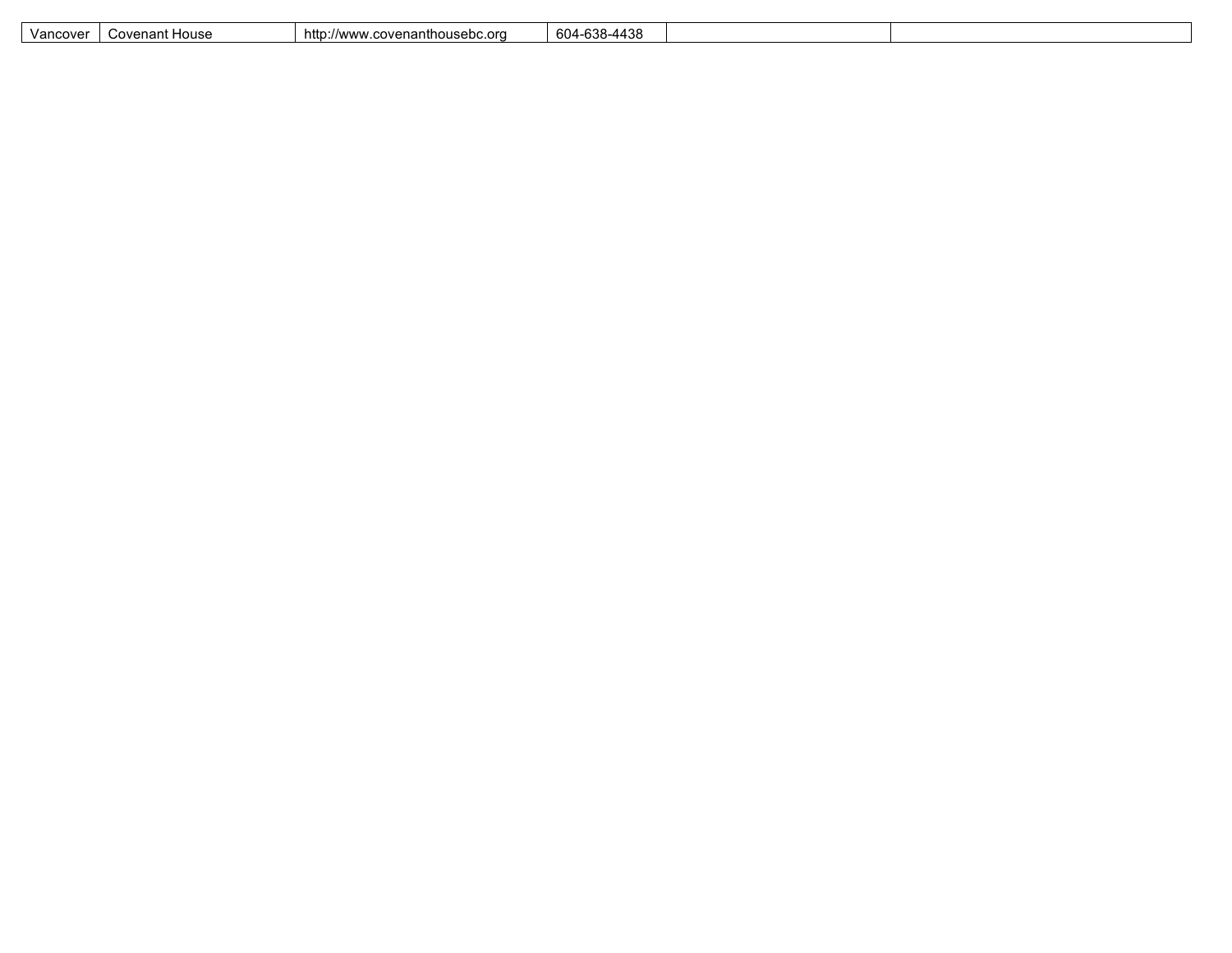| | | | | | |
|---|---|---|---|---|---|
| Vancover | Covenant House | http://www.covenanthousebc.org | 604-638-4438 | | |